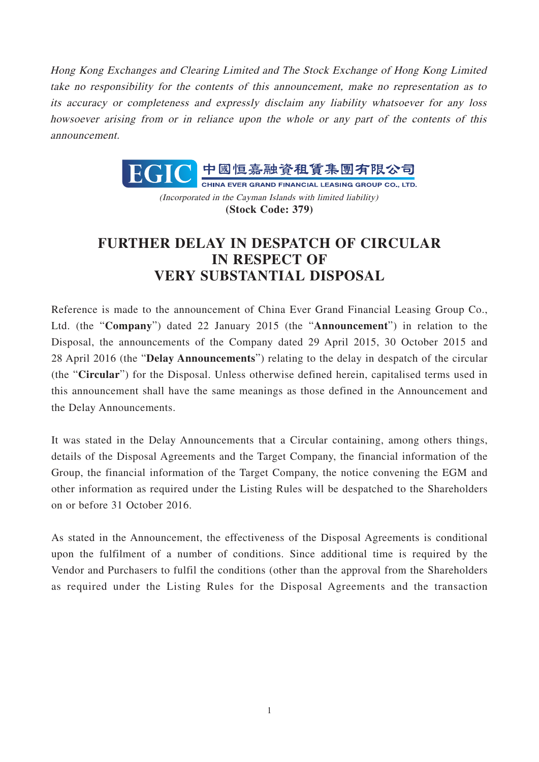*Hong Kong Exchanges and Clearing Limited and The Stock Exchange of Hong Kong Limited take no responsibility for the contents of this announcement, make no representation as to its accuracy or completeness and expressly disclaim any liability whatsoever for any loss howsoever arising from or in reliance upon the whole or any part of the contents of this announcement.*

**EGIC 中國恒嘉融資租賃集團有限公司**
**CHINA EVER GRAND FINANCIAL LEASING GROUP CO., LTD.**

*(Incorporated in the Cayman Islands with limited liability)*
**(Stock Code: 379)**

# FURTHER DELAY IN DESPATCH OF CIRCULAR IN RESPECT OF VERY SUBSTANTIAL DISPOSAL

Reference is made to the announcement of China Ever Grand Financial Leasing Group Co., Ltd. (the "**Company**") dated 22 January 2015 (the "**Announcement**") in relation to the Disposal, the announcements of the Company dated 29 April 2015, 30 October 2015 and 28 April 2016 (the "**Delay Announcements**") relating to the delay in despatch of the circular (the "**Circular**") for the Disposal. Unless otherwise defined herein, capitalised terms used in this announcement shall have the same meanings as those defined in the Announcement and the Delay Announcements.

It was stated in the Delay Announcements that a Circular containing, among others things, details of the Disposal Agreements and the Target Company, the financial information of the Group, the financial information of the Target Company, the notice convening the EGM and other information as required under the Listing Rules will be despatched to the Shareholders on or before 31 October 2016.

As stated in the Announcement, the effectiveness of the Disposal Agreements is conditional upon the fulfilment of a number of conditions. Since additional time is required by the Vendor and Purchasers to fulfil the conditions (other than the approval from the Shareholders as required under the Listing Rules for the Disposal Agreements and the transaction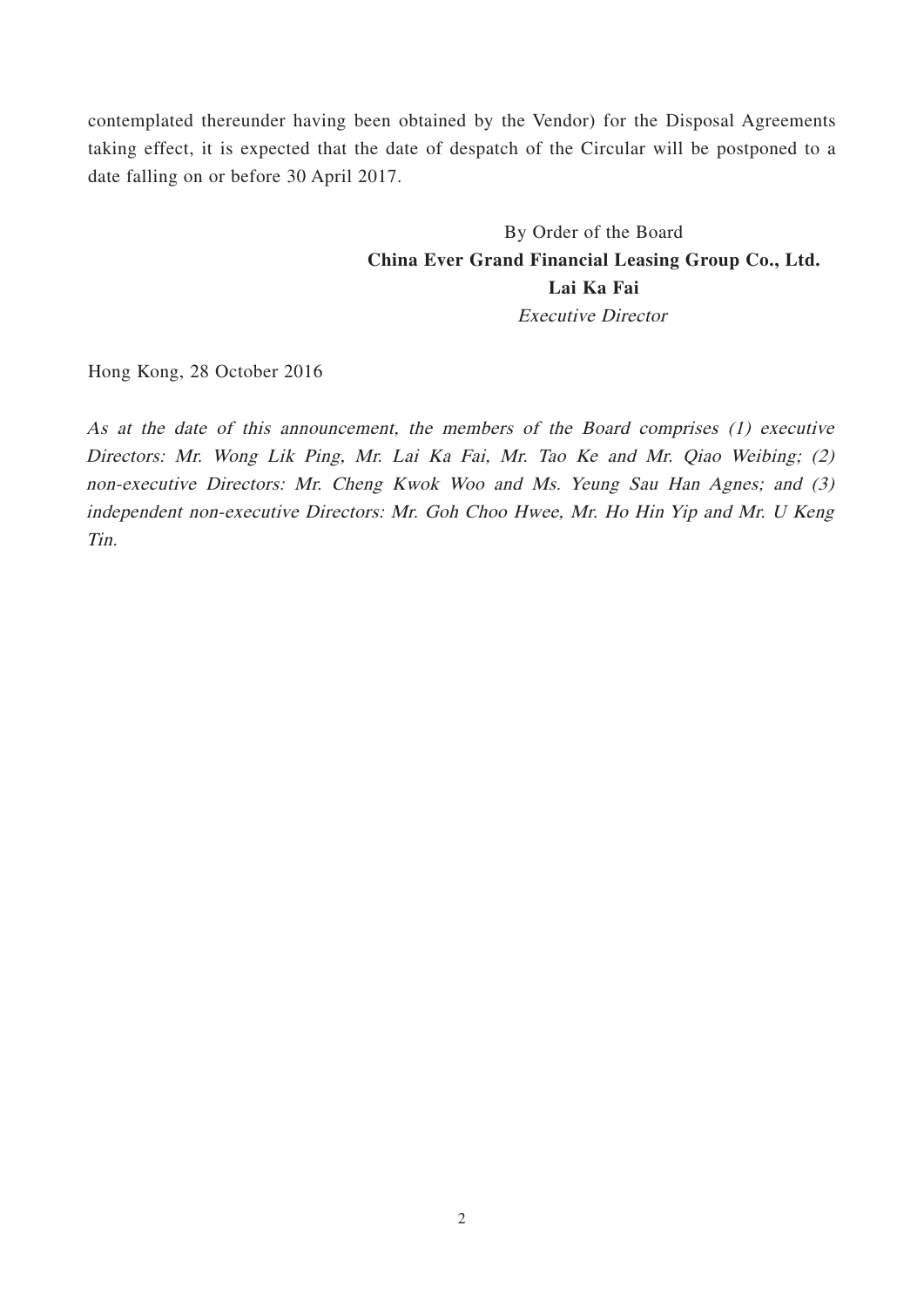contemplated thereunder having been obtained by the Vendor) for the Disposal Agreements taking effect, it is expected that the date of despatch of the Circular will be postponed to a date falling on or before 30 April 2017.

By Order of the Board
**China Ever Grand Financial Leasing Group Co., Ltd.**
**Lai Ka Fai**
*Executive Director*

Hong Kong, 28 October 2016

*As at the date of this announcement, the members of the Board comprises (1) executive Directors: Mr. Wong Lik Ping, Mr. Lai Ka Fai, Mr. Tao Ke and Mr. Qiao Weibing; (2) non-executive Directors: Mr. Cheng Kwok Woo and Ms. Yeung Sau Han Agnes; and (3) independent non-executive Directors: Mr. Goh Choo Hwee, Mr. Ho Hin Yip and Mr. U Keng Tin.*